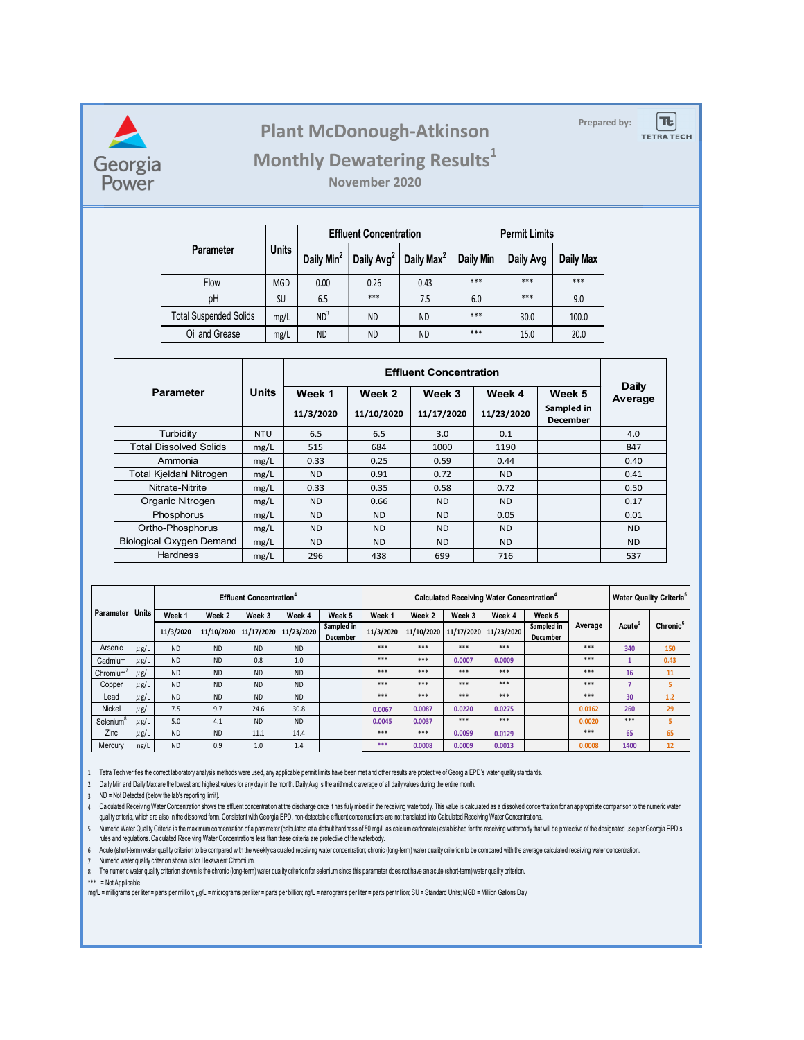# Plant McDonough-Atkinson

## Monthly Dewatering Results[1]

### November 2020

Prepared by: TETRA TECH

| Parameter | Units | Effluent Concentration | | | Permit Limits | | |
|---|---|---|---|---|---|---|---|
| | | Daily Min[2] | Daily Avg[2] | Daily Max[2] | Daily Min | Daily Avg | Daily Max |
| Flow | MGD | 0.00 | 0.26 | 0.43 | *** | *** | *** |
| pH | SU | 6.5 | *** | 7.5 | 6.0 | *** | 9.0 |
| Total Suspended Solids | mg/L | ND[3] | ND | ND | *** | 30.0 | 100.0 |
| Oil and Grease | mg/L | ND | ND | ND | *** | 15.0 | 20.0 |

| Parameter | Units | Effluent Concentration | | | | | Daily Average |
|---|---|---|---|---|---|---|---|
| | | Week 1 | Week 2 | Week 3 | Week 4 | Week 5 | |
| | | 11/3/2020 | 11/10/2020 | 11/17/2020 | 11/23/2020 | Sampled in December | |
| Turbidity | NTU | 6.5 | 6.5 | 3.0 | 0.1 | | 4.0 |
| Total Dissolved Solids | mg/L | 515 | 684 | 1000 | 1190 | | 847 |
| Ammonia | mg/L | 0.33 | 0.25 | 0.59 | 0.44 | | 0.40 |
| Total Kjeldahl Nitrogen | mg/L | ND | 0.91 | 0.72 | ND | | 0.41 |
| Nitrate-Nitrite | mg/L | 0.33 | 0.35 | 0.58 | 0.72 | | 0.50 |
| Organic Nitrogen | mg/L | ND | 0.66 | ND | ND | | 0.17 |
| Phosphorus | mg/L | ND | ND | ND | 0.05 | | 0.01 |
| Ortho-Phosphorus | mg/L | ND | ND | ND | ND | | ND |
| Biological Oxygen Demand | mg/L | ND | ND | ND | ND | | ND |
| Hardness | mg/L | 296 | 438 | 699 | 716 | | 537 |

| Parameter | Units | Effluent Concentration[4] | | | | | Calculated Receiving Water Concentration[4] | | | | | | Water Quality Criteria[5] | |
|---|---|---|---|---|---|---|---|---|---|---|---|---|---|---|
| | | Week 1 | Week 2 | Week 3 | Week 4 | Week 5 | Week 1 | Week 2 | Week 3 | Week 4 | Week 5 | Average | Acute[6] | Chronic[6] |
| | | 11/3/2020 | 11/10/2020 | 11/17/2020 | 11/23/2020 | Sampled in December | 11/3/2020 | 11/10/2020 | 11/17/2020 | 11/23/2020 | Sampled in December | | | |
| Arsenic | μg/L | ND | ND | ND | ND | | *** | *** | *** | *** | | *** | 340 | 150 |
| Cadmium | μg/L | ND | ND | 0.8 | 1.0 | | *** | *** | 0.0007 | 0.0009 | | *** | 1 | 0.43 |
| Chromium[7] | μg/L | ND | ND | ND | ND | | *** | *** | *** | *** | | *** | 16 | 11 |
| Copper | μg/L | ND | ND | ND | ND | | *** | *** | *** | *** | | *** | 7 | 5 |
| Lead | μg/L | ND | ND | ND | ND | | *** | *** | *** | *** | | *** | 30 | 1.2 |
| Nickel | μg/L | 7.5 | 9.7 | 24.6 | 30.8 | | 0.0067 | 0.0087 | 0.0220 | 0.0275 | | 0.0162 | 260 | 29 |
| Selenium[8] | μg/L | 5.0 | 4.1 | ND | ND | | 0.0045 | 0.0037 | *** | *** | | 0.0020 | *** | 5 |
| Zinc | μg/L | ND | ND | 11.1 | 14.4 | | *** | *** | 0.0099 | 0.0129 | | *** | 65 | 65 |
| Mercury | ng/L | ND | 0.9 | 1.0 | 1.4 | | *** | 0.0008 | 0.0009 | 0.0013 | | 0.0008 | 1400 | 12 |

1 Tetra Tech verifies the correct laboratory analysis methods were used, any applicable permit limits have been met and other results are protective of Georgia EPD's water quality standards.

2 Daily Min and Daily Max are the lowest and highest values for any day in the month. Daily Avg is the arithmetic average of all daily values during the entire month.

3 ND = Not Detected (below the lab's reporting limit).

4 Calculated Receiving Water Concentration shows the effluent concentration at the discharge once it has fully mixed in the receiving waterbody. This value is calculated as a dissolved concentration for an appropriate comparison to the numeric water quality criteria, which are also in the dissolved form. Consistent with Georgia EPD, non-detectable effluent concentrations are not translated into Calculated Receiving Water Concentrations.

5 Numeric Water Quality Criteria is the maximum concentration of a parameter (calculated at a default hardness of 50 mg/L as calcium carbonate) established for the receiving waterbody that will be protective of the designated use per Georgia EPD's rules and regulations. Calculated Receiving Water Concentrations less than these criteria are protective of the waterbody.

6 Acute (short-term) water quality criterion to be compared with the weekly calculated receiving water concentration; chronic (long-term) water quality criterion to be compared with the average calculated receiving water concentration.

7 Numeric water quality criterion shown is for Hexavalent Chromium.

8 The numeric water quality criterion shown is the chronic (long-term) water quality criterion for selenium since this parameter does not have an acute (short-term) water quality criterion.

*** = Not Applicable

mg/L = milligrams per liter = parts per million; μg/L = micrograms per liter = parts per billion; ng/L = nanograms per liter = parts per trillion; SU = Standard Units; MGD = Million Gallons Day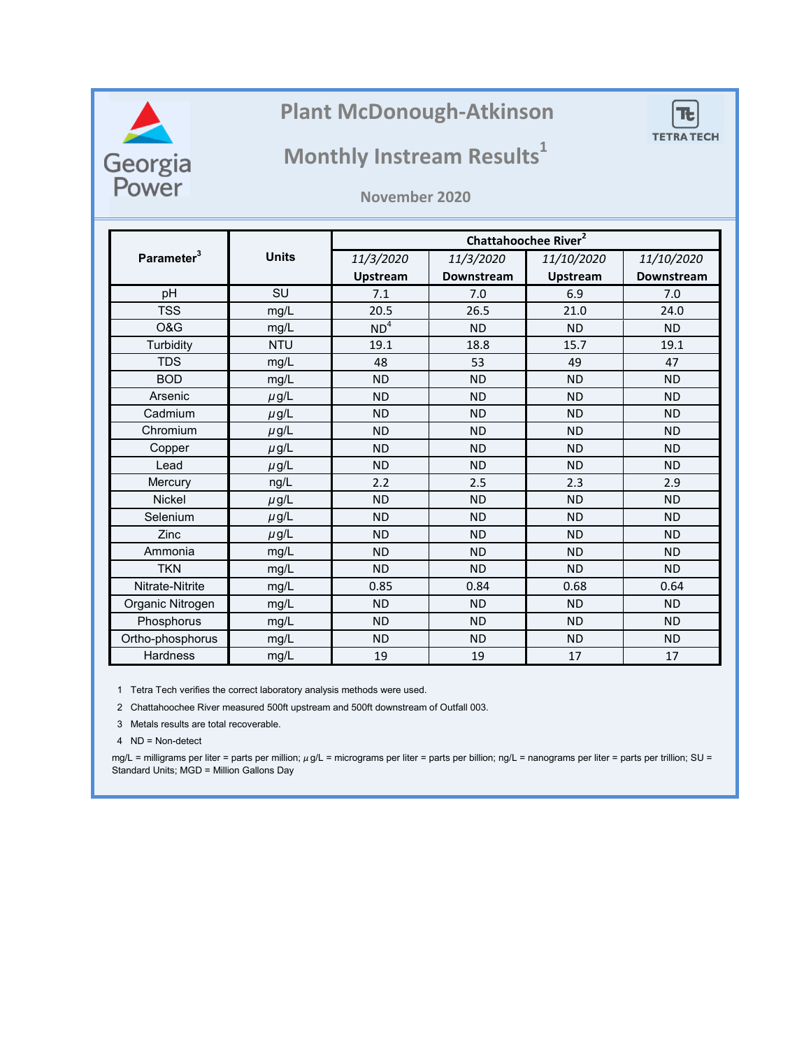Georgia Power

# Plant McDonough-Atkinson

## Monthly Instream Results[1]

TETRA TECH

### November 2020

| Parameter[3] | Units | Chattahoochee River[2] | | | |
|---|---|---|---|---|---|
| | | *11/3/2020* Upstream | *11/3/2020* Downstream | *11/10/2020* Upstream | *11/10/2020* Downstream |
| pH | SU | 7.1 | 7.0 | 6.9 | 7.0 |
| TSS | mg/L | 20.5 | 26.5 | 21.0 | 24.0 |
| O&G | mg/L | ND[4] | ND | ND | ND |
| Turbidity | NTU | 19.1 | 18.8 | 15.7 | 19.1 |
| TDS | mg/L | 48 | 53 | 49 | 47 |
| BOD | mg/L | ND | ND | ND | ND |
| Arsenic | $\mu$g/L | ND | ND | ND | ND |
| Cadmium | $\mu$g/L | ND | ND | ND | ND |
| Chromium | $\mu$g/L | ND | ND | ND | ND |
| Copper | $\mu$g/L | ND | ND | ND | ND |
| Lead | $\mu$g/L | ND | ND | ND | ND |
| Mercury | ng/L | 2.2 | 2.5 | 2.3 | 2.9 |
| Nickel | $\mu$g/L | ND | ND | ND | ND |
| Selenium | $\mu$g/L | ND | ND | ND | ND |
| Zinc | $\mu$g/L | ND | ND | ND | ND |
| Ammonia | mg/L | ND | ND | ND | ND |
| TKN | mg/L | ND | ND | ND | ND |
| Nitrate-Nitrite | mg/L | 0.85 | 0.84 | 0.68 | 0.64 |
| Organic Nitrogen | mg/L | ND | ND | ND | ND |
| Phosphorus | mg/L | ND | ND | ND | ND |
| Ortho-phosphorus | mg/L | ND | ND | ND | ND |
| Hardness | mg/L | 19 | 19 | 17 | 17 |

1 Tetra Tech verifies the correct laboratory analysis methods were used.

2 Chattahoochee River measured 500ft upstream and 500ft downstream of Outfall 003.

3 Metals results are total recoverable.

4 ND = Non-detect

mg/L = milligrams per liter = parts per million; $\mu$g/L = micrograms per liter = parts per billion; ng/L = nanograms per liter = parts per trillion; SU = Standard Units; MGD = Million Gallons Day